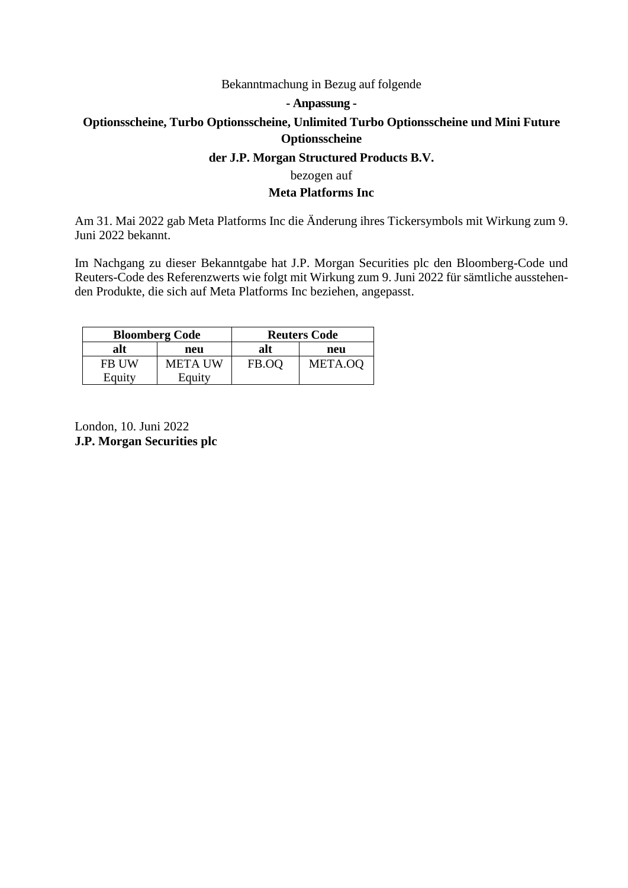Bekanntmachung in Bezug auf folgende

**- Anpassung -**

**Optionsscheine, Turbo Optionsscheine, Unlimited Turbo Optionsscheine und Mini Future Optionsscheine**

**der J.P. Morgan Structured Products B.V.**

bezogen auf

**Meta Platforms Inc**

Am 31. Mai 2022 gab Meta Platforms Inc die Änderung ihres Tickersymbols mit Wirkung zum 9. Juni 2022 bekannt.

Im Nachgang zu dieser Bekanntgabe hat J.P. Morgan Securities plc den Bloomberg-Code und Reuters-Code des Referenzwerts wie folgt mit Wirkung zum 9. Juni 2022 für sämtliche ausstehenden Produkte, die sich auf Meta Platforms Inc beziehen, angepasst.

| **Bloomberg Code** | | **Reuters Code** | |
|---|---|---|---|
| **alt** | **neu** | **alt** | **neu** |
| FB UW Equity | META UW Equity | FB.OQ | META.OQ |

London, 10. Juni 2022
**J.P. Morgan Securities plc**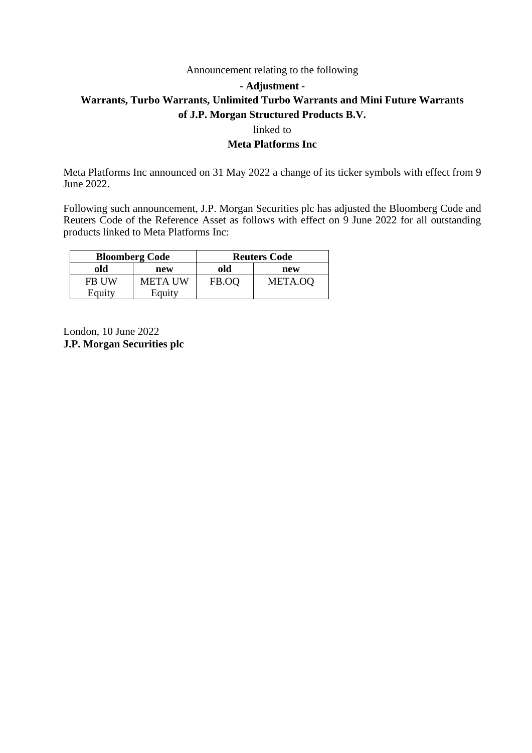Announcement relating to the following

**- Adjustment -**

**Warrants, Turbo Warrants, Unlimited Turbo Warrants and Mini Future Warrants of J.P. Morgan Structured Products B.V.**

linked to

**Meta Platforms Inc**

Meta Platforms Inc announced on 31 May 2022 a change of its ticker symbols with effect from 9 June 2022.

Following such announcement, J.P. Morgan Securities plc has adjusted the Bloomberg Code and Reuters Code of the Reference Asset as follows with effect on 9 June 2022 for all outstanding products linked to Meta Platforms Inc:

| **Bloomberg Code** | | **Reuters Code** | |
|---|---|---|---|
| **old** | **new** | **old** | **new** |
| FB UW Equity | META UW Equity | FB.OQ | META.OQ |

London, 10 June 2022
**J.P. Morgan Securities plc**